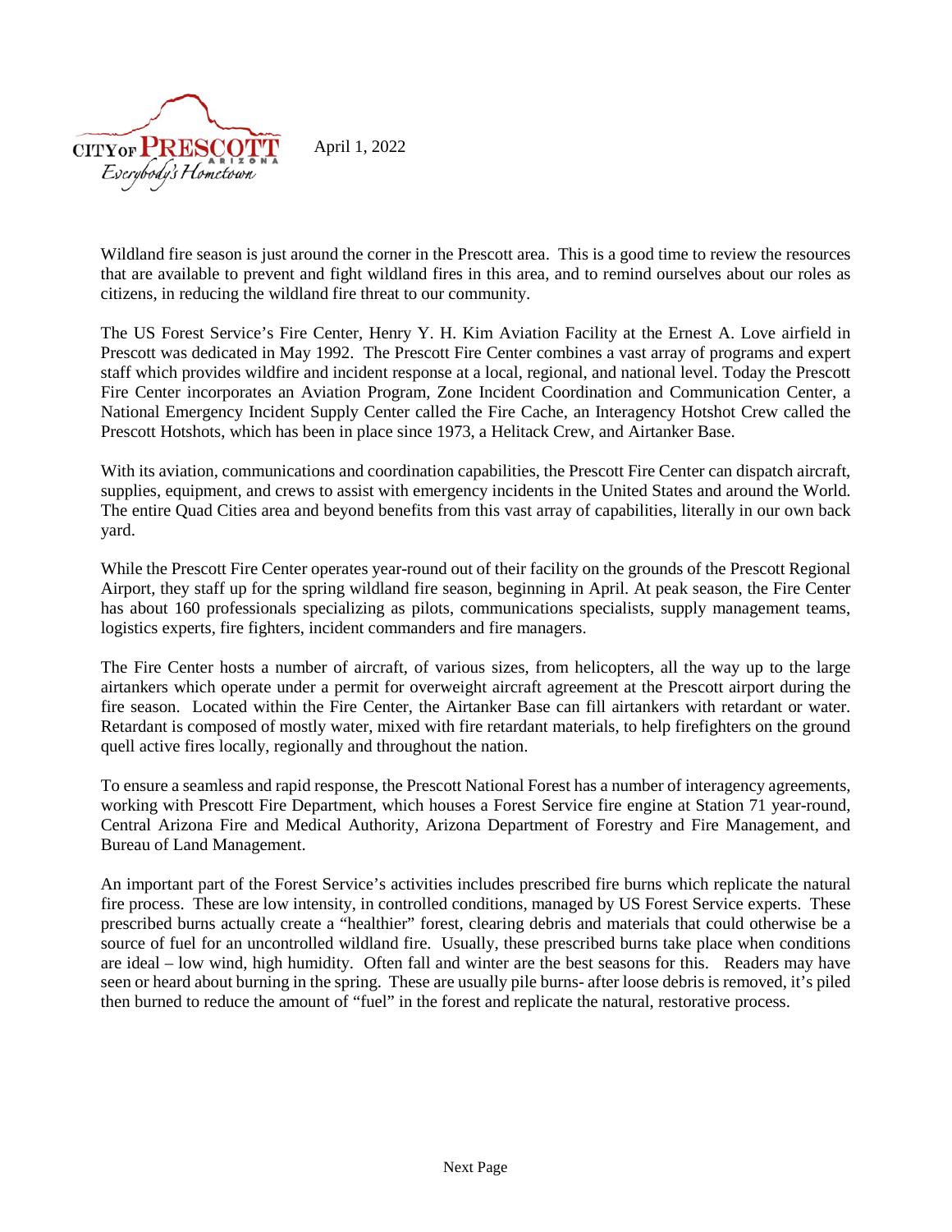CITY OF PRESCOTT ARIZONA
*Everybody's Hometown*

April 1, 2022

Wildland fire season is just around the corner in the Prescott area. This is a good time to review the resources that are available to prevent and fight wildland fires in this area, and to remind ourselves about our roles as citizens, in reducing the wildland fire threat to our community.

The US Forest Service's Fire Center, Henry Y. H. Kim Aviation Facility at the Ernest A. Love airfield in Prescott was dedicated in May 1992. The Prescott Fire Center combines a vast array of programs and expert staff which provides wildfire and incident response at a local, regional, and national level. Today the Prescott Fire Center incorporates an Aviation Program, Zone Incident Coordination and Communication Center, a National Emergency Incident Supply Center called the Fire Cache, an Interagency Hotshot Crew called the Prescott Hotshots, which has been in place since 1973, a Helitack Crew, and Airtanker Base.

With its aviation, communications and coordination capabilities, the Prescott Fire Center can dispatch aircraft, supplies, equipment, and crews to assist with emergency incidents in the United States and around the World. The entire Quad Cities area and beyond benefits from this vast array of capabilities, literally in our own back yard.

While the Prescott Fire Center operates year-round out of their facility on the grounds of the Prescott Regional Airport, they staff up for the spring wildland fire season, beginning in April. At peak season, the Fire Center has about 160 professionals specializing as pilots, communications specialists, supply management teams, logistics experts, fire fighters, incident commanders and fire managers.

The Fire Center hosts a number of aircraft, of various sizes, from helicopters, all the way up to the large airtankers which operate under a permit for overweight aircraft agreement at the Prescott airport during the fire season. Located within the Fire Center, the Airtanker Base can fill airtankers with retardant or water. Retardant is composed of mostly water, mixed with fire retardant materials, to help firefighters on the ground quell active fires locally, regionally and throughout the nation.

To ensure a seamless and rapid response, the Prescott National Forest has a number of interagency agreements, working with Prescott Fire Department, which houses a Forest Service fire engine at Station 71 year-round, Central Arizona Fire and Medical Authority, Arizona Department of Forestry and Fire Management, and Bureau of Land Management.

An important part of the Forest Service's activities includes prescribed fire burns which replicate the natural fire process. These are low intensity, in controlled conditions, managed by US Forest Service experts. These prescribed burns actually create a "healthier" forest, clearing debris and materials that could otherwise be a source of fuel for an uncontrolled wildland fire. Usually, these prescribed burns take place when conditions are ideal – low wind, high humidity. Often fall and winter are the best seasons for this. Readers may have seen or heard about burning in the spring. These are usually pile burns- after loose debris is removed, it's piled then burned to reduce the amount of "fuel" in the forest and replicate the natural, restorative process.

Next Page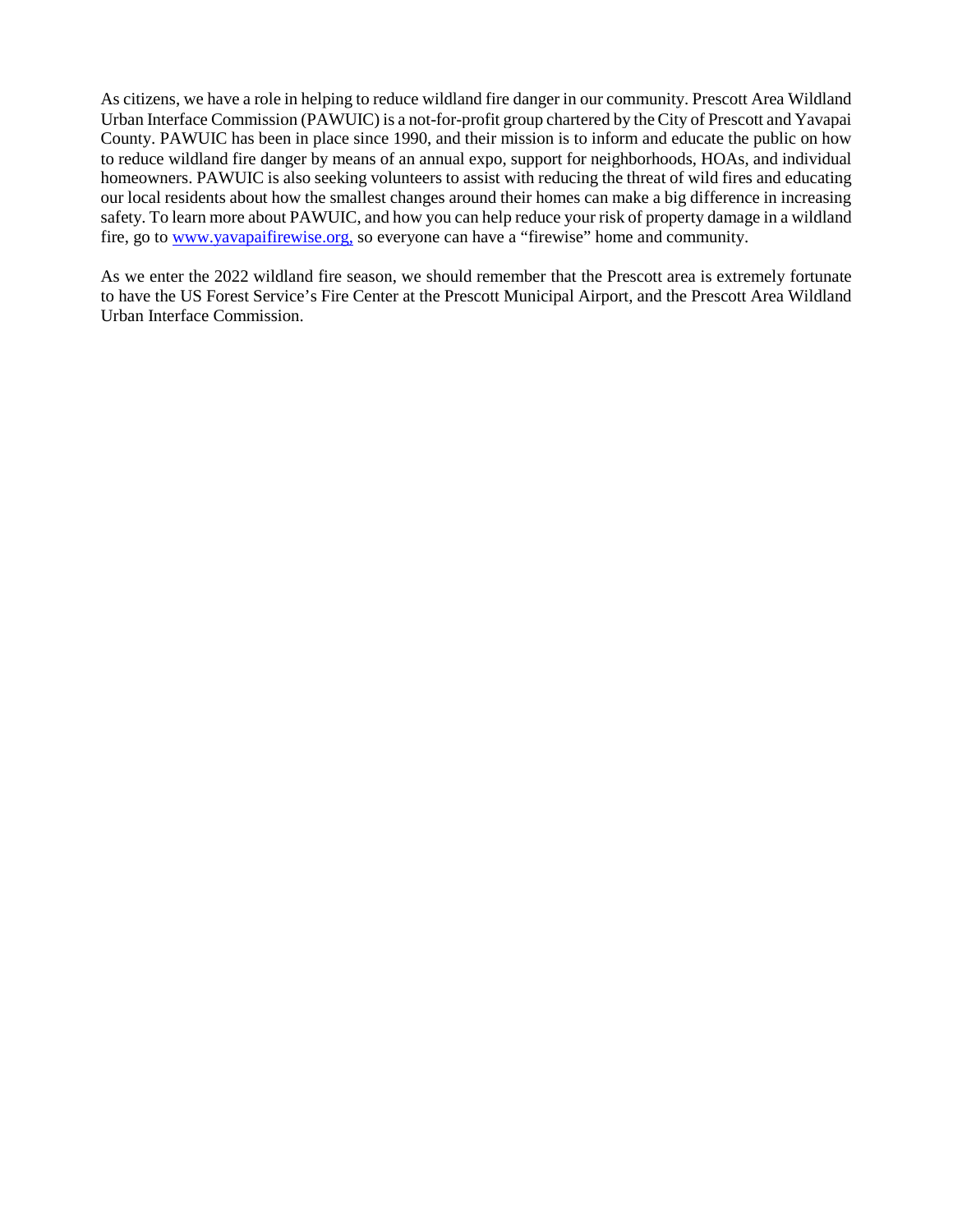As citizens, we have a role in helping to reduce wildland fire danger in our community. Prescott Area Wildland Urban Interface Commission (PAWUIC) is a not-for-profit group chartered by the City of Prescott and Yavapai County. PAWUIC has been in place since 1990, and their mission is to inform and educate the public on how to reduce wildland fire danger by means of an annual expo, support for neighborhoods, HOAs, and individual homeowners. PAWUIC is also seeking volunteers to assist with reducing the threat of wild fires and educating our local residents about how the smallest changes around their homes can make a big difference in increasing safety. To learn more about PAWUIC, and how you can help reduce your risk of property damage in a wildland fire, go to [www.yavapaifirewise.org,](http://www.yavapaifirewise.org) so everyone can have a "firewise" home and community.

As we enter the 2022 wildland fire season, we should remember that the Prescott area is extremely fortunate to have the US Forest Service's Fire Center at the Prescott Municipal Airport, and the Prescott Area Wildland Urban Interface Commission.